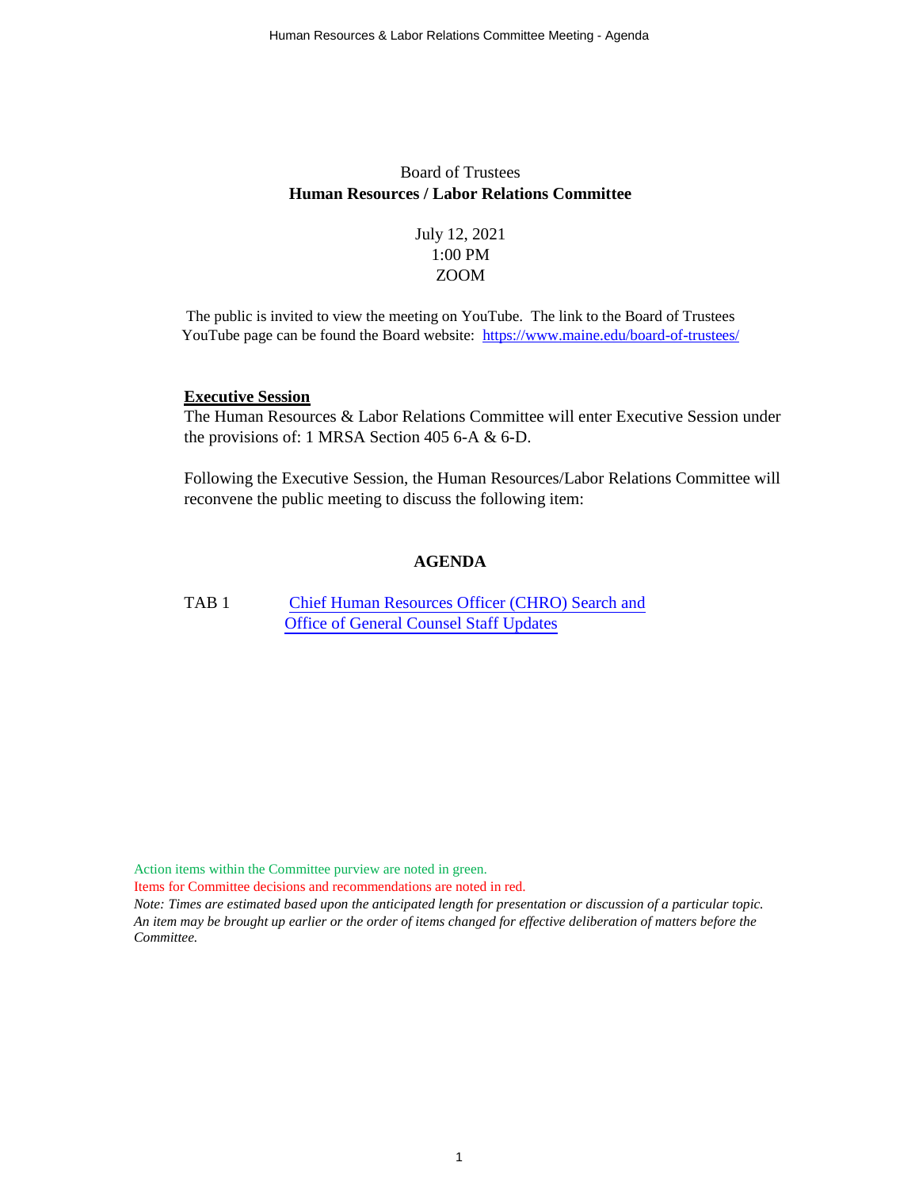Board of Trustees

**Human Resources / Labor Relations Committee**

July 12, 2021
1:00 PM
ZOOM

The public is invited to view the meeting on YouTube. The link to the Board of Trustees YouTube page can be found the Board website: [https://www.maine.edu/board-of-trustees/](https://www.maine.edu/board-of-trustees/)

**Executive Session**

The Human Resources & Labor Relations Committee will enter Executive Session under the provisions of: 1 MRSA Section 405 6-A & 6-D.

Following the Executive Session, the Human Resources/Labor Relations Committee will reconvene the public meeting to discuss the following item:

## AGENDA

TAB 1 Chief Human Resources Officer (CHRO) Search and Office of General Counsel Staff Updates

Action items within the Committee purview are noted in green.

Items for Committee decisions and recommendations are noted in red.

*Note: Times are estimated based upon the anticipated length for presentation or discussion of a particular topic. An item may be brought up earlier or the order of items changed for effective deliberation of matters before the Committee.*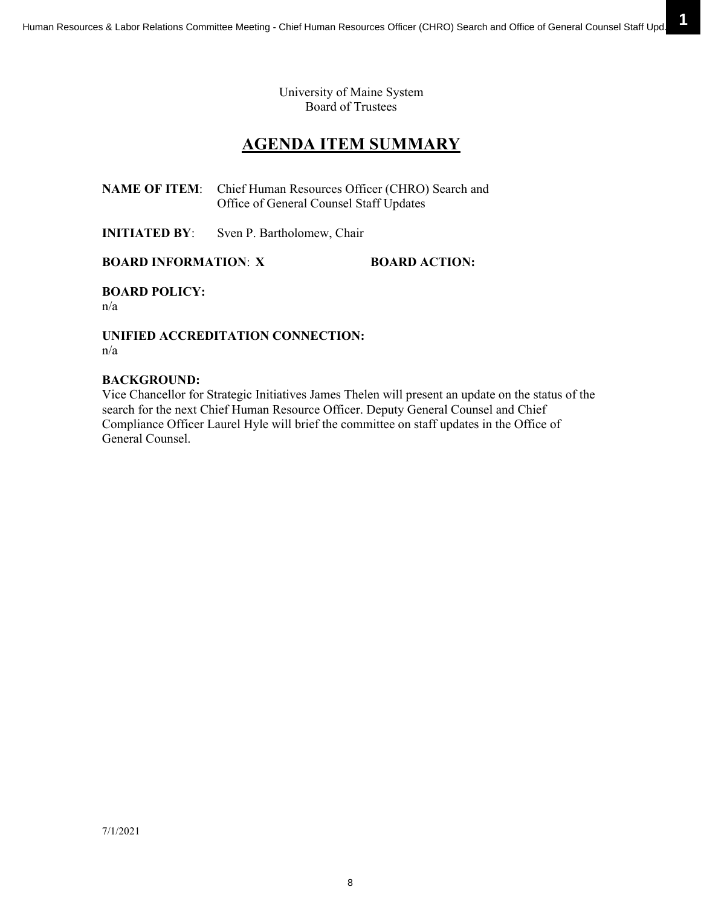University of Maine System
Board of Trustees

# AGENDA ITEM SUMMARY

**NAME OF ITEM**: Chief Human Resources Officer (CHRO) Search and Office of General Counsel Staff Updates

**INITIATED BY**: Sven P. Bartholomew, Chair

**BOARD INFORMATION**: **X** **BOARD ACTION:**

**BOARD POLICY:**
n/a

**UNIFIED ACCREDITATION CONNECTION:**
n/a

**BACKGROUND:**
Vice Chancellor for Strategic Initiatives James Thelen will present an update on the status of the search for the next Chief Human Resource Officer. Deputy General Counsel and Chief Compliance Officer Laurel Hyle will brief the committee on staff updates in the Office of General Counsel.

7/1/2021